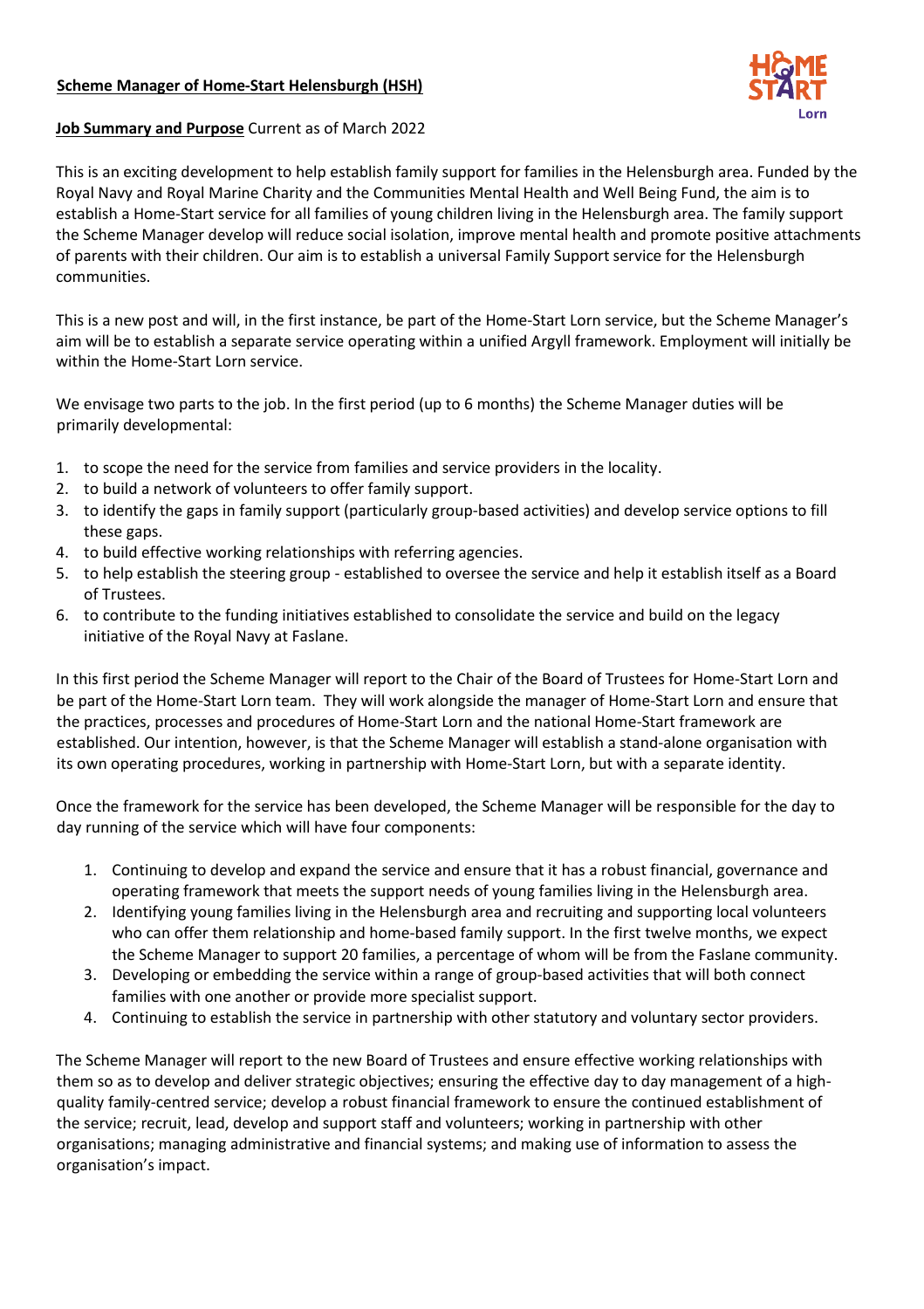**Scheme Manager of Home-Start Helensburgh (HSH)**

**Job Summary and Purpose** Current as of March 2022

This is an exciting development to help establish family support for families in the Helensburgh area. Funded by the Royal Navy and Royal Marine Charity and the Communities Mental Health and Well Being Fund, the aim is to establish a Home-Start service for all families of young children living in the Helensburgh area. The family support the Scheme Manager develop will reduce social isolation, improve mental health and promote positive attachments of parents with their children. Our aim is to establish a universal Family Support service for the Helensburgh communities.

This is a new post and will, in the first instance, be part of the Home-Start Lorn service, but the Scheme Manager's aim will be to establish a separate service operating within a unified Argyll framework. Employment will initially be within the Home-Start Lorn service.

We envisage two parts to the job. In the first period (up to 6 months) the Scheme Manager duties will be primarily developmental:

1. to scope the need for the service from families and service providers in the locality.
2. to build a network of volunteers to offer family support.
3. to identify the gaps in family support (particularly group-based activities) and develop service options to fill these gaps.
4. to build effective working relationships with referring agencies.
5. to help establish the steering group - established to oversee the service and help it establish itself as a Board of Trustees.
6. to contribute to the funding initiatives established to consolidate the service and build on the legacy initiative of the Royal Navy at Faslane.

In this first period the Scheme Manager will report to the Chair of the Board of Trustees for Home-Start Lorn and be part of the Home-Start Lorn team. They will work alongside the manager of Home-Start Lorn and ensure that the practices, processes and procedures of Home-Start Lorn and the national Home-Start framework are established. Our intention, however, is that the Scheme Manager will establish a stand-alone organisation with its own operating procedures, working in partnership with Home-Start Lorn, but with a separate identity.

Once the framework for the service has been developed, the Scheme Manager will be responsible for the day to day running of the service which will have four components:

1. Continuing to develop and expand the service and ensure that it has a robust financial, governance and operating framework that meets the support needs of young families living in the Helensburgh area.
2. Identifying young families living in the Helensburgh area and recruiting and supporting local volunteers who can offer them relationship and home-based family support. In the first twelve months, we expect the Scheme Manager to support 20 families, a percentage of whom will be from the Faslane community.
3. Developing or embedding the service within a range of group-based activities that will both connect families with one another or provide more specialist support.
4. Continuing to establish the service in partnership with other statutory and voluntary sector providers.

The Scheme Manager will report to the new Board of Trustees and ensure effective working relationships with them so as to develop and deliver strategic objectives; ensuring the effective day to day management of a high-quality family-centred service; develop a robust financial framework to ensure the continued establishment of the service; recruit, lead, develop and support staff and volunteers; working in partnership with other organisations; managing administrative and financial systems; and making use of information to assess the organisation's impact.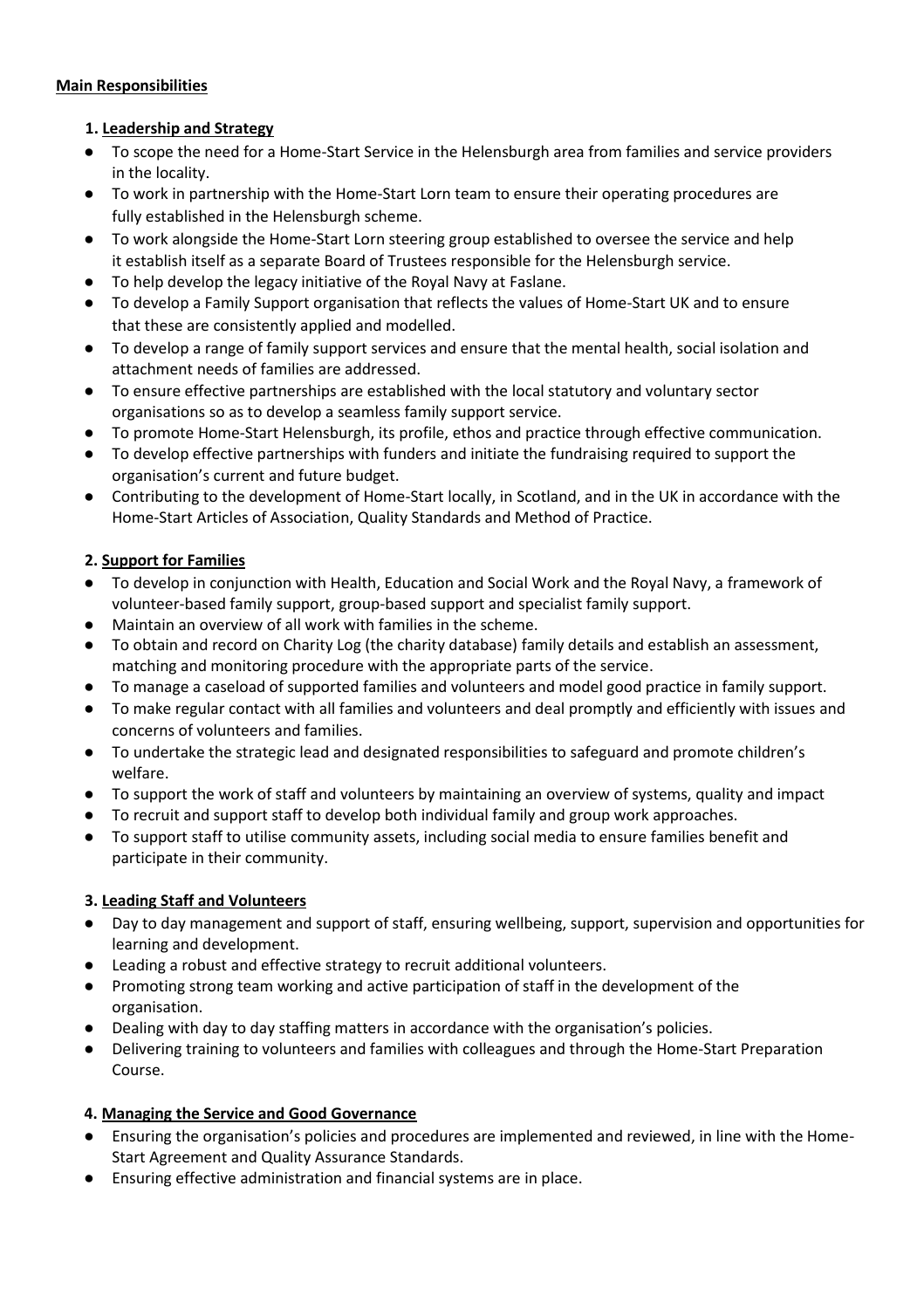**Main Responsibilities**

**1. Leadership and Strategy**

- To scope the need for a Home-Start Service in the Helensburgh area from families and service providers in the locality.
- To work in partnership with the Home-Start Lorn team to ensure their operating procedures are fully established in the Helensburgh scheme.
- To work alongside the Home-Start Lorn steering group established to oversee the service and help it establish itself as a separate Board of Trustees responsible for the Helensburgh service.
- To help develop the legacy initiative of the Royal Navy at Faslane.
- To develop a Family Support organisation that reflects the values of Home-Start UK and to ensure that these are consistently applied and modelled.
- To develop a range of family support services and ensure that the mental health, social isolation and attachment needs of families are addressed.
- To ensure effective partnerships are established with the local statutory and voluntary sector organisations so as to develop a seamless family support service.
- To promote Home-Start Helensburgh, its profile, ethos and practice through effective communication.
- To develop effective partnerships with funders and initiate the fundraising required to support the organisation's current and future budget.
- Contributing to the development of Home-Start locally, in Scotland, and in the UK in accordance with the Home-Start Articles of Association, Quality Standards and Method of Practice.

**2. Support for Families**

- To develop in conjunction with Health, Education and Social Work and the Royal Navy, a framework of volunteer-based family support, group-based support and specialist family support.
- Maintain an overview of all work with families in the scheme.
- To obtain and record on Charity Log (the charity database) family details and establish an assessment, matching and monitoring procedure with the appropriate parts of the service.
- To manage a caseload of supported families and volunteers and model good practice in family support.
- To make regular contact with all families and volunteers and deal promptly and efficiently with issues and concerns of volunteers and families.
- To undertake the strategic lead and designated responsibilities to safeguard and promote children's welfare.
- To support the work of staff and volunteers by maintaining an overview of systems, quality and impact
- To recruit and support staff to develop both individual family and group work approaches.
- To support staff to utilise community assets, including social media to ensure families benefit and participate in their community.

**3. Leading Staff and Volunteers**

- Day to day management and support of staff, ensuring wellbeing, support, supervision and opportunities for learning and development.
- Leading a robust and effective strategy to recruit additional volunteers.
- Promoting strong team working and active participation of staff in the development of the organisation.
- Dealing with day to day staffing matters in accordance with the organisation's policies.
- Delivering training to volunteers and families with colleagues and through the Home-Start Preparation Course.

**4. Managing the Service and Good Governance**

- Ensuring the organisation's policies and procedures are implemented and reviewed, in line with the Home-Start Agreement and Quality Assurance Standards.
- Ensuring effective administration and financial systems are in place.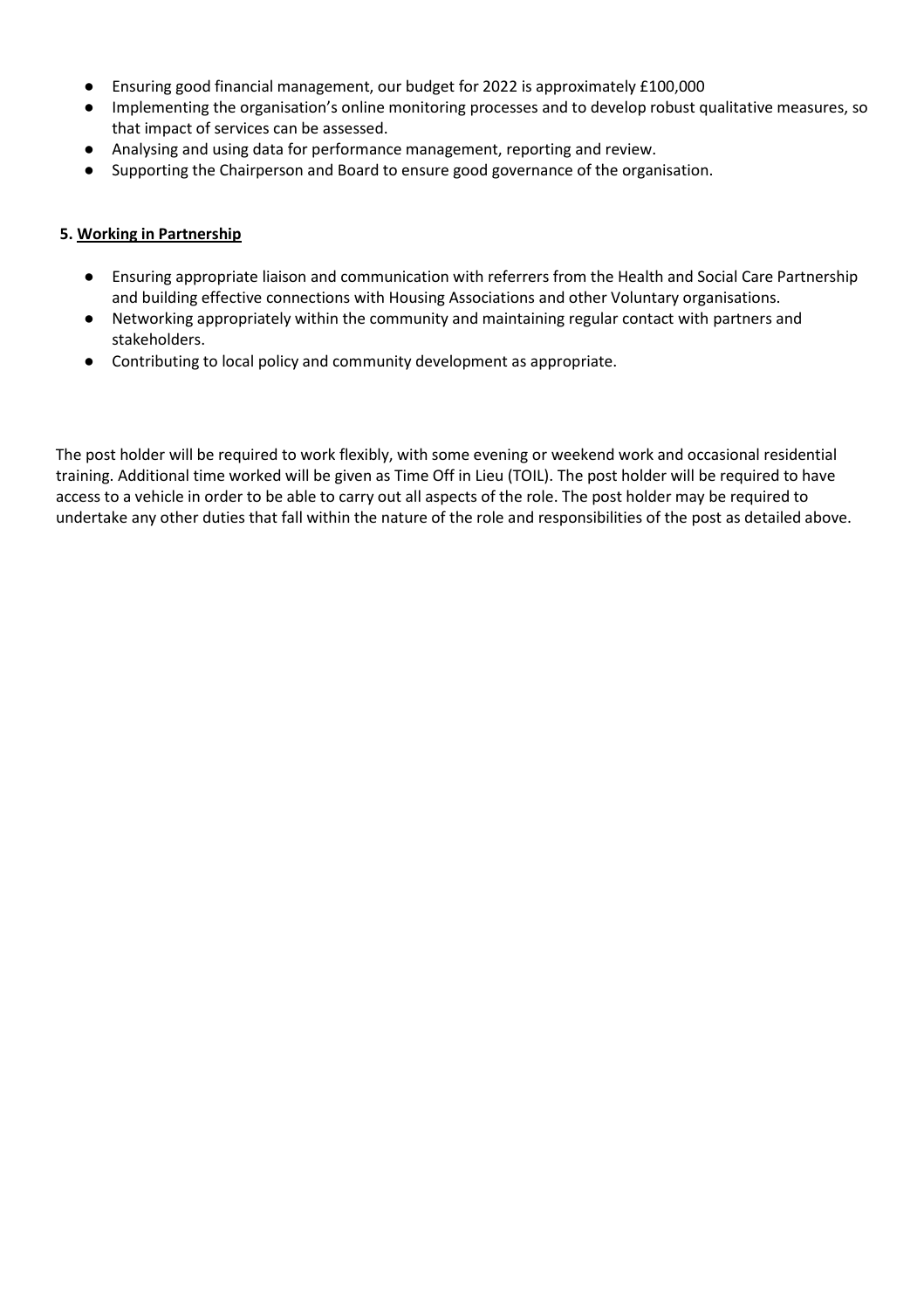- Ensuring good financial management, our budget for 2022 is approximately £100,000
- Implementing the organisation's online monitoring processes and to develop robust qualitative measures, so that impact of services can be assessed.
- Analysing and using data for performance management, reporting and review.
- Supporting the Chairperson and Board to ensure good governance of the organisation.

**5. <u>Working in Partnership</u>**

- Ensuring appropriate liaison and communication with referrers from the Health and Social Care Partnership and building effective connections with Housing Associations and other Voluntary organisations.
- Networking appropriately within the community and maintaining regular contact with partners and stakeholders.
- Contributing to local policy and community development as appropriate.

The post holder will be required to work flexibly, with some evening or weekend work and occasional residential training. Additional time worked will be given as Time Off in Lieu (TOIL). The post holder will be required to have access to a vehicle in order to be able to carry out all aspects of the role. The post holder may be required to undertake any other duties that fall within the nature of the role and responsibilities of the post as detailed above.